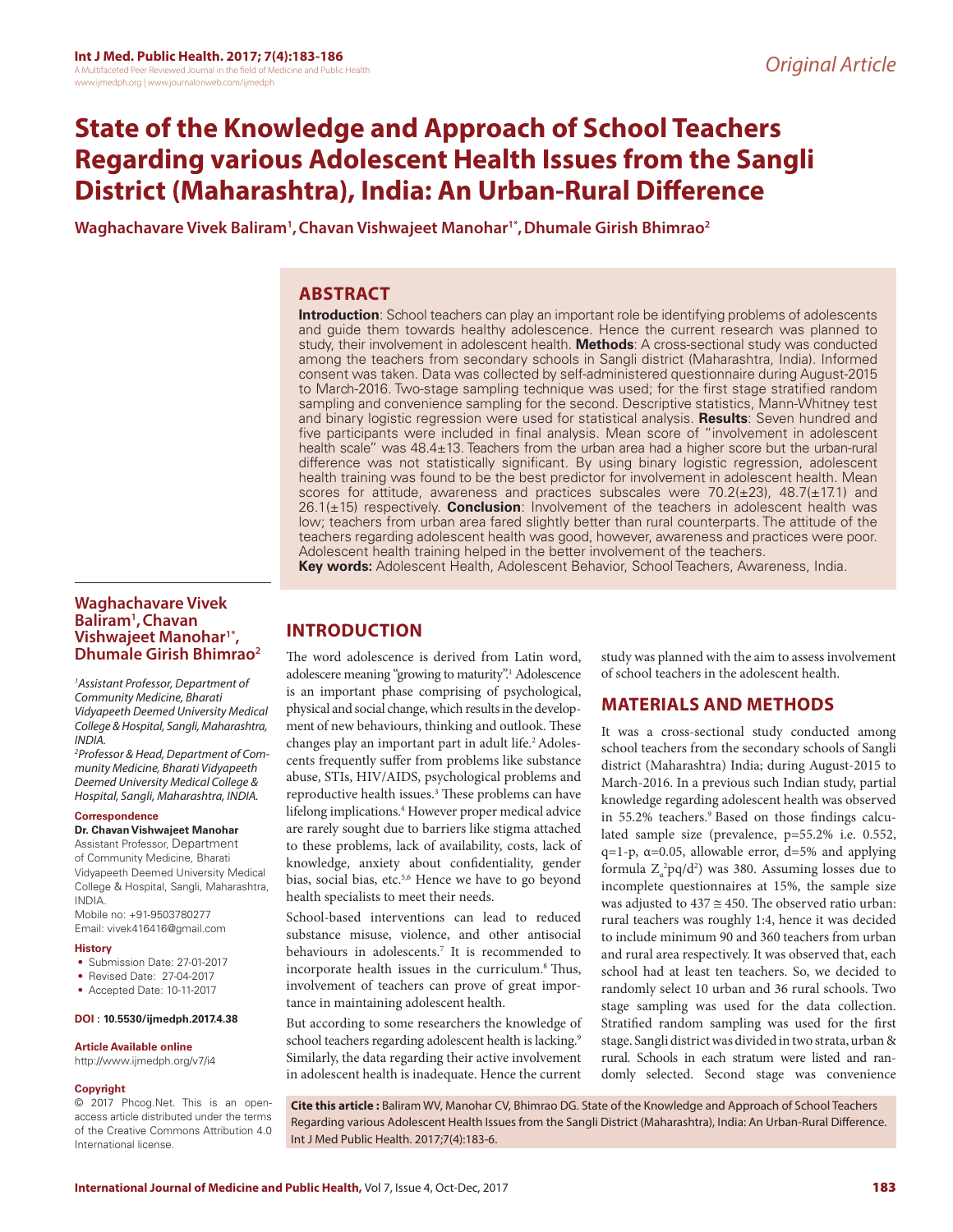# State of the Knowledge and Approach of School Teachers Regarding various Adolescent Health Issues from the Sangli District (Maharashtra), India: An Urban-Rural Difference

**Waghachavare Vivek Baliram[1], Chavan Vishwajeet Manohar[1*], Dhumale Girish Bhimrao[2]**

## ABSTRACT

**Introduction**: School teachers can play an important role be identifying problems of adolescents and guide them towards healthy adolescence. Hence the current research was planned to study, their involvement in adolescent health. **Methods**: A cross-sectional study was conducted among the teachers from secondary schools in Sangli district (Maharashtra, India). Informed consent was taken. Data was collected by self-administered questionnaire during August-2015 to March-2016. Two-stage sampling technique was used; for the first stage stratified random sampling and convenience sampling for the second. Descriptive statistics, Mann-Whitney test and binary logistic regression were used for statistical analysis. **Results**: Seven hundred and five participants were included in final analysis. Mean score of "involvement in adolescent health scale" was 48.4±13. Teachers from the urban area had a higher score but the urban-rural difference was not statistically significant. By using binary logistic regression, adolescent health training was found to be the best predictor for involvement in adolescent health. Mean scores for attitude, awareness and practices subscales were 70.2(±23), 48.7(±17.1) and 26.1(±15) respectively. **Conclusion**: Involvement of the teachers in adolescent health was low; teachers from urban area fared slightly better than rural counterparts. The attitude of the teachers regarding adolescent health was good, however, awareness and practices were poor. Adolescent health training helped in the better involvement of the teachers.

**Key words:** Adolescent Health, Adolescent Behavior, School Teachers, Awareness, India.

**Waghachavare Vivek Baliram[1], Chavan Vishwajeet Manohar[1*], Dhumale Girish Bhimrao[2]**

*[1]Assistant Professor, Department of Community Medicine, Bharati Vidyapeeth Deemed University Medical College & Hospital, Sangli, Maharashtra, INDIA.*

*[2]Professor & Head, Department of Community Medicine, Bharati Vidyapeeth Deemed University Medical College & Hospital, Sangli, Maharashtra, INDIA.*

**Correspondence**

**Dr. Chavan Vishwajeet Manohar**

Assistant Professor, Department of Community Medicine, Bharati Vidyapeeth Deemed University Medical College & Hospital, Sangli, Maharashtra, INDIA.

Mobile no: +91-9503780277

Email: vivek416416@gmail.com

**History**

- Submission Date: 27-01-2017
- Revised Date: 27-04-2017
- Accepted Date: 10-11-2017

**DOI : 10.5530/ijmedph.2017.4.38**

**Article Available online**

http://www.ijmedph.org/v7/i4

**Copyright**

© 2017 Phcog.Net. This is an open-access article distributed under the terms of the Creative Commons Attribution 4.0 International license.

## INTRODUCTION

The word adolescence is derived from Latin word, adolescere meaning "growing to maturity".[1] Adolescence is an important phase comprising of psychological, physical and social change, which results in the development of new behaviours, thinking and outlook. These changes play an important part in adult life.[2] Adolescents frequently suffer from problems like substance abuse, STIs, HIV/AIDS, psychological problems and reproductive health issues.[3] These problems can have lifelong implications.[4] However proper medical advice are rarely sought due to barriers like stigma attached to these problems, lack of availability, costs, lack of knowledge, anxiety about confidentiality, gender bias, social bias, etc.[5,6] Hence we have to go beyond health specialists to meet their needs.

School-based interventions can lead to reduced substance misuse, violence, and other antisocial behaviours in adolescents.[7] It is recommended to incorporate health issues in the curriculum.[8] Thus, involvement of teachers can prove of great importance in maintaining adolescent health.

But according to some researchers the knowledge of school teachers regarding adolescent health is lacking.[9] Similarly, the data regarding their active involvement in adolescent health is inadequate. Hence the current study was planned with the aim to assess involvement of school teachers in the adolescent health.

## MATERIALS AND METHODS

It was a cross-sectional study conducted among school teachers from the secondary schools of Sangli district (Maharashtra) India; during August-2015 to March-2016. In a previous such Indian study, partial knowledge regarding adolescent health was observed in 55.2% teachers.[9] Based on those findings calculated sample size (prevalence, p=55.2% i.e. 0.552, q=1-p, α=0.05, allowable error, d=5% and applying formula $Z_\alpha^2pq/d^2$) was 380. Assuming losses due to incomplete questionnaires at 15%, the sample size was adjusted to 437 ≅ 450. The observed ratio urban: rural teachers was roughly 1:4, hence it was decided to include minimum 90 and 360 teachers from urban and rural area respectively. It was observed that, each school had at least ten teachers. So, we decided to randomly select 10 urban and 36 rural schools. Two stage sampling was used for the data collection. Stratified random sampling was used for the first stage. Sangli district was divided in two strata, urban & rural. Schools in each stratum were listed and randomly selected. Second stage was convenience

**Cite this article :** Baliram WV, Manohar CV, Bhimrao DG. State of the Knowledge and Approach of School Teachers Regarding various Adolescent Health Issues from the Sangli District (Maharashtra), India: An Urban-Rural Difference. Int J Med Public Health. 2017;7(4):183-6.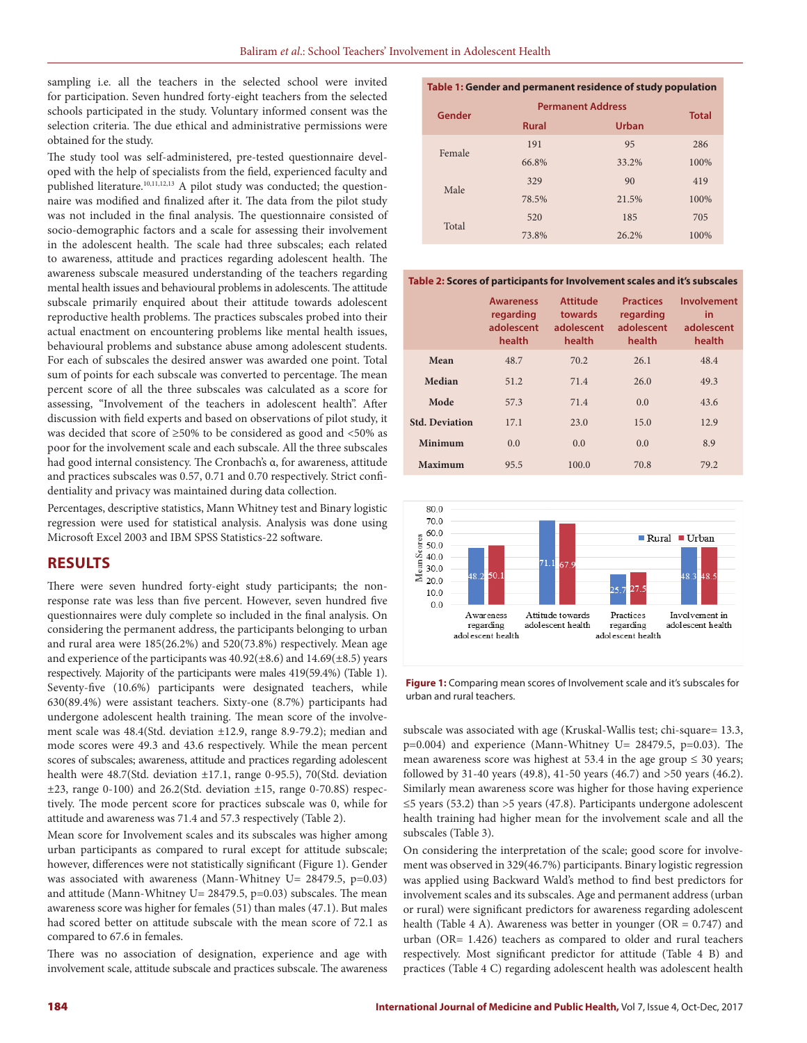sampling i.e. all the teachers in the selected school were invited for participation. Seven hundred forty-eight teachers from the selected schools participated in the study. Voluntary informed consent was the selection criteria. The due ethical and administrative permissions were obtained for the study.

The study tool was self-administered, pre-tested questionnaire developed with the help of specialists from the field, experienced faculty and published literature.[10,11,12,13] A pilot study was conducted; the questionnaire was modified and finalized after it. The data from the pilot study was not included in the final analysis. The questionnaire consisted of socio-demographic factors and a scale for assessing their involvement in the adolescent health. The scale had three subscales; each related to awareness, attitude and practices regarding adolescent health. The awareness subscale measured understanding of the teachers regarding mental health issues and behavioural problems in adolescents. The attitude subscale primarily enquired about their attitude towards adolescent reproductive health problems. The practices subscales probed into their actual enactment on encountering problems like mental health issues, behavioural problems and substance abuse among adolescent students. For each of subscales the desired answer was awarded one point. Total sum of points for each subscale was converted to percentage. The mean percent score of all the three subscales was calculated as a score for assessing, "Involvement of the teachers in adolescent health". After discussion with field experts and based on observations of pilot study, it was decided that score of ≥50% to be considered as good and <50% as poor for the involvement scale and each subscale. All the three subscales had good internal consistency. The Cronbach's α, for awareness, attitude and practices subscales was 0.57, 0.71 and 0.70 respectively. Strict confidentiality and privacy was maintained during data collection.

Percentages, descriptive statistics, Mann Whitney test and Binary logistic regression were used for statistical analysis. Analysis was done using Microsoft Excel 2003 and IBM SPSS Statistics-22 software.

## RESULTS

There were seven hundred forty-eight study participants; the non-response rate was less than five percent. However, seven hundred five questionnaires were duly complete so included in the final analysis. On considering the permanent address, the participants belonging to urban and rural area were 185(26.2%) and 520(73.8%) respectively. Mean age and experience of the participants was 40.92(±8.6) and 14.69(±8.5) years respectively. Majority of the participants were males 419(59.4%) (Table 1). Seventy-five (10.6%) participants were designated teachers, while 630(89.4%) were assistant teachers. Sixty-one (8.7%) participants had undergone adolescent health training. The mean score of the involvement scale was 48.4(Std. deviation ±12.9, range 8.9-79.2); median and mode scores were 49.3 and 43.6 respectively. While the mean percent scores of subscales; awareness, attitude and practices regarding adolescent health were 48.7(Std. deviation ±17.1, range 0-95.5), 70(Std. deviation ±23, range 0-100) and 26.2(Std. deviation ±15, range 0-70.8S) respectively. The mode percent score for practices subscale was 0, while for attitude and awareness was 71.4 and 57.3 respectively (Table 2).

Mean score for Involvement scales and its subscales was higher among urban participants as compared to rural except for attitude subscale; however, differences were not statistically significant (Figure 1). Gender was associated with awareness (Mann-Whitney U= 28479.5, p=0.03) and attitude (Mann-Whitney U= 28479.5, p=0.03) subscales. The mean awareness score was higher for females (51) than males (47.1). But males had scored better on attitude subscale with the mean score of 72.1 as compared to 67.6 in females.

There was no association of designation, experience and age with involvement scale, attitude subscale and practices subscale. The awareness subscale was associated with age (Kruskal-Wallis test; chi-square= 13.3, p=0.004) and experience (Mann-Whitney U= 28479.5, p=0.03). The mean awareness score was highest at 53.4 in the age group ≤ 30 years; followed by 31-40 years (49.8), 41-50 years (46.7) and >50 years (46.2). Similarly mean awareness score was higher for those having experience ≤5 years (53.2) than >5 years (47.8). Participants undergone adolescent health training had higher mean for the involvement scale and all the subscales (Table 3).

On considering the interpretation of the scale; good score for involvement was observed in 329(46.7%) participants. Binary logistic regression was applied using Backward Wald's method to find best predictors for involvement scales and its subscales. Age and permanent address (urban or rural) were significant predictors for awareness regarding adolescent health (Table 4 A). Awareness was better in younger (OR = 0.747) and urban (OR= 1.426) teachers as compared to older and rural teachers respectively. Most significant predictor for attitude (Table 4 B) and practices (Table 4 C) regarding adolescent health was adolescent health

**Table 1: Gender and permanent residence of study population**

| Gender | Permanent Address | | Total |
|---|---|---|---|
| | Rural | Urban | |
| Female | 191 | 95 | 286 |
| | 66.8% | 33.2% | 100% |
| Male | 329 | 90 | 419 |
| | 78.5% | 21.5% | 100% |
| Total | 520 | 185 | 705 |
| | 73.8% | 26.2% | 100% |

**Table 2: Scores of participants for Involvement scales and it's subscales**

| | Awareness regarding adolescent health | Attitude towards adolescent health | Practices regarding adolescent health | Involvement in adolescent health |
|---|---|---|---|---|
| Mean | 48.7 | 70.2 | 26.1 | 48.4 |
| Median | 51.2 | 71.4 | 26.0 | 49.3 |
| Mode | 57.3 | 71.4 | 0.0 | 43.6 |
| Std. Deviation | 17.1 | 23.0 | 15.0 | 12.9 |
| Minimum | 0.0 | 0.0 | 0.0 | 8.9 |
| Maximum | 95.5 | 100.0 | 70.8 | 79.2 |

| | Rural | Urban |
|---|---|---|
| Awareness regarding adolescent health | 48.2 | 50.1 |
| Attitude towards adolescent health | 71.1 | 67.9 |
| Practices regarding adolescent health | 25.7 | 27.5 |
| Involvement in adolescent health | 48.3 | 48.5 |

**Figure 1:** Comparing mean scores of Involvement scale and it's subscales for urban and rural teachers.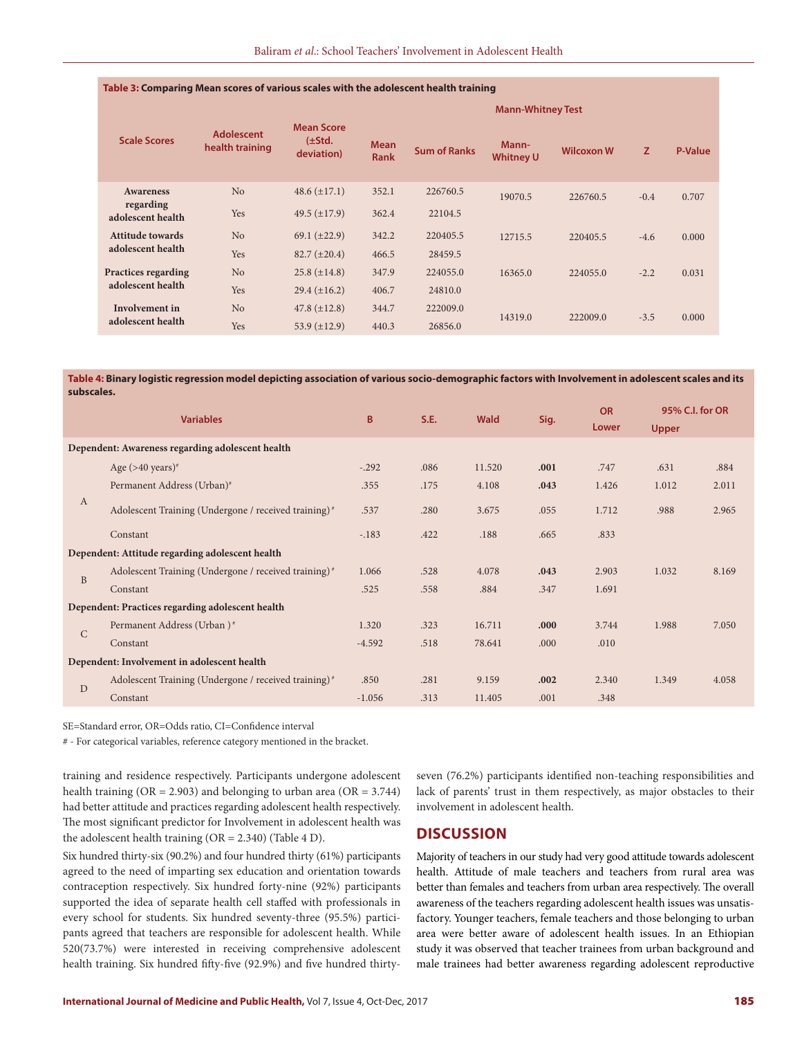**Table 3: Comparing Mean scores of various scales with the adolescent health training**

| Scale Scores | Adolescent health training | Mean Score (±Std. deviation) | Mean Rank | Sum of Ranks | Mann-Whitney Test | | | |
|---|---|---|---|---|---|---|---|---|
| | | | | | Mann-Whitney U | Wilcoxon W | Z | P-Value |
| Awareness regarding adolescent health | No | 48.6 (±17.1) | 352.1 | 226760.5 | 19070.5 | 226760.5 | -0.4 | 0.707 |
| | Yes | 49.5 (±17.9) | 362.4 | 22104.5 | | | | |
| Attitude towards adolescent health | No | 69.1 (±22.9) | 342.2 | 220405.5 | 12715.5 | 220405.5 | -4.6 | 0.000 |
| | Yes | 82.7 (±20.4) | 466.5 | 28459.5 | | | | |
| Practices regarding adolescent health | No | 25.8 (±14.8) | 347.9 | 224055.0 | 16365.0 | 224055.0 | -2.2 | 0.031 |
| | Yes | 29.4 (±16.2) | 406.7 | 24810.0 | | | | |
| Involvement in adolescent health | No | 47.8 (±12.8) | 344.7 | 222009.0 | 14319.0 | 222009.0 | -3.5 | 0.000 |
| | Yes | 53.9 (±12.9) | 440.3 | 26856.0 | | | | |

**Table 4: Binary logistic regression model depicting association of various socio-demographic factors with Involvement in adolescent scales and its subscales.**

| | Variables | B | S.E. | Wald | Sig. | OR | 95% C.I. for OR | |
|---|---|---|---|---|---|---|---|---|
| | | | | | | | Lower | Upper |
| **Dependent: Awareness regarding adolescent health** | | | | | | | | |
| A | Age (>40 years)# | -.292 | .086 | 11.520 | **.001** | .747 | .631 | .884 |
| | Permanent Address (Urban)# | .355 | .175 | 4.108 | **.043** | 1.426 | 1.012 | 2.011 |
| | Adolescent Training (Undergone / received training)# | .537 | .280 | 3.675 | .055 | 1.712 | .988 | 2.965 |
| | Constant | -.183 | .422 | .188 | .665 | .833 | | |
| **Dependent: Attitude regarding adolescent health** | | | | | | | | |
| B | Adolescent Training (Undergone / received training)# | 1.066 | .528 | 4.078 | **.043** | 2.903 | 1.032 | 8.169 |
| | Constant | .525 | .558 | .884 | .347 | 1.691 | | |
| **Dependent: Practices regarding adolescent health** | | | | | | | | |
| C | Permanent Address (Urban )# | 1.320 | .323 | 16.711 | **.000** | 3.744 | 1.988 | 7.050 |
| | Constant | -4.592 | .518 | 78.641 | .000 | .010 | | |
| **Dependent: Involvement in adolescent health** | | | | | | | | |
| D | Adolescent Training (Undergone / received training)# | .850 | .281 | 9.159 | **.002** | 2.340 | 1.349 | 4.058 |
| | Constant | -1.056 | .313 | 11.405 | .001 | .348 | | |

SE=Standard error, OR=Odds ratio, CI=Confidence interval

# - For categorical variables, reference category mentioned in the bracket.

training and residence respectively. Participants undergone adolescent health training (OR = 2.903) and belonging to urban area (OR = 3.744) had better attitude and practices regarding adolescent health respectively. The most significant predictor for Involvement in adolescent health was the adolescent health training (OR = 2.340) (Table 4 D).

Six hundred thirty-six (90.2%) and four hundred thirty (61%) participants agreed to the need of imparting sex education and orientation towards contraception respectively. Six hundred forty-nine (92%) participants supported the idea of separate health cell staffed with professionals in every school for students. Six hundred seventy-three (95.5%) participants agreed that teachers are responsible for adolescent health. While 520(73.7%) were interested in receiving comprehensive adolescent health training. Six hundred fifty-five (92.9%) and five hundred thirty-seven (76.2%) participants identified non-teaching responsibilities and lack of parents' trust in them respectively, as major obstacles to their involvement in adolescent health.

## DISCUSSION

Majority of teachers in our study had very good attitude towards adolescent health. Attitude of male teachers and teachers from rural area was better than females and teachers from urban area respectively. The overall awareness of the teachers regarding adolescent health issues was unsatisfactory. Younger teachers, female teachers and those belonging to urban area were better aware of adolescent health issues. In an Ethiopian study it was observed that teacher trainees from urban background and male trainees had better awareness regarding adolescent reproductive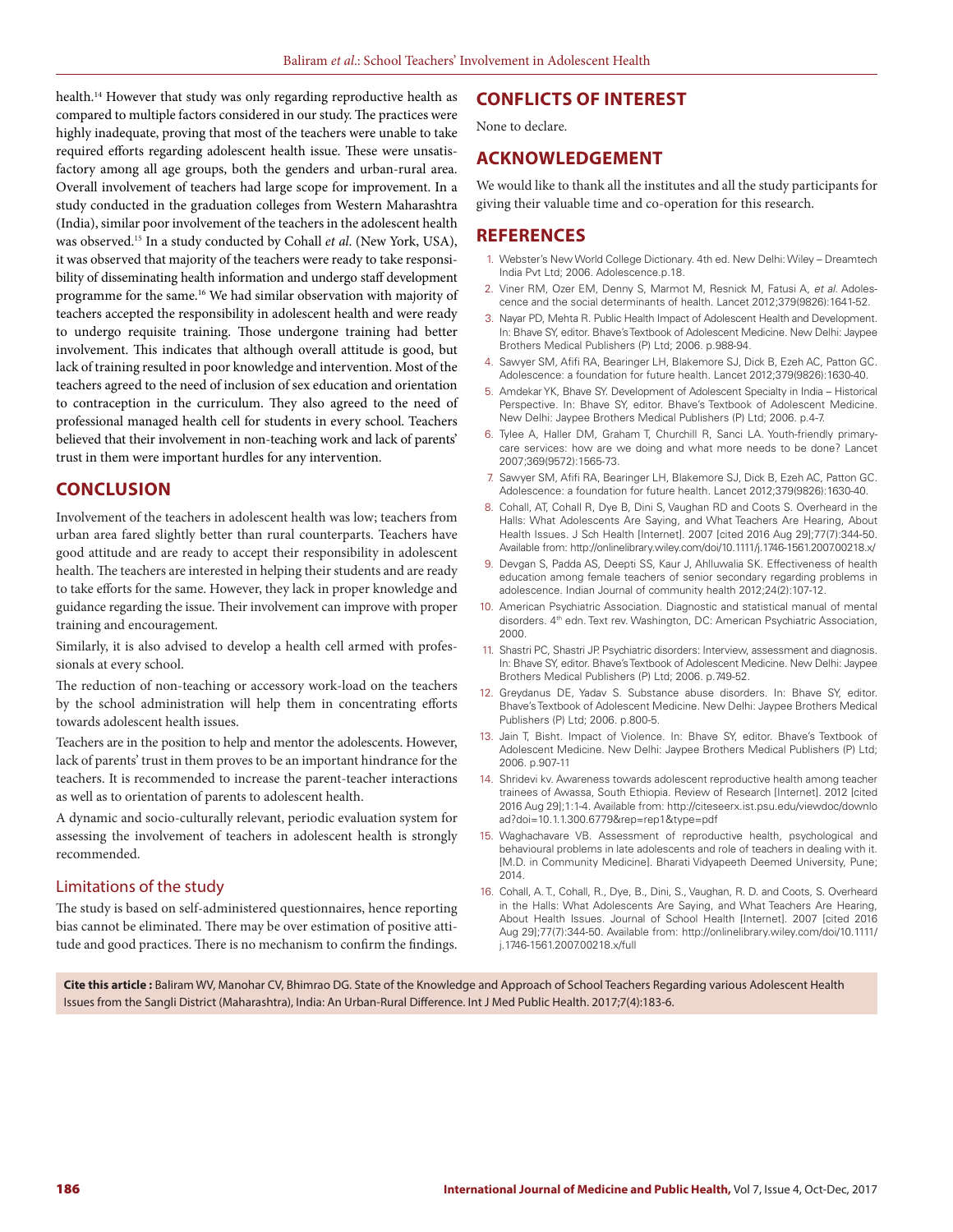health.[14] However that study was only regarding reproductive health as compared to multiple factors considered in our study. The practices were highly inadequate, proving that most of the teachers were unable to take required efforts regarding adolescent health issue. These were unsatisfactory among all age groups, both the genders and urban-rural area. Overall involvement of teachers had large scope for improvement. In a study conducted in the graduation colleges from Western Maharashtra (India), similar poor involvement of the teachers in the adolescent health was observed.[15] In a study conducted by Cohall *et al.* (New York, USA), it was observed that majority of the teachers were ready to take responsibility of disseminating health information and undergo staff development programme for the same.[16] We had similar observation with majority of teachers accepted the responsibility in adolescent health and were ready to undergo requisite training. Those undergone training had better involvement. This indicates that although overall attitude is good, but lack of training resulted in poor knowledge and intervention. Most of the teachers agreed to the need of inclusion of sex education and orientation to contraception in the curriculum. They also agreed to the need of professional managed health cell for students in every school. Teachers believed that their involvement in non-teaching work and lack of parents' trust in them were important hurdles for any intervention.

## CONCLUSION

Involvement of the teachers in adolescent health was low; teachers from urban area fared slightly better than rural counterparts. Teachers have good attitude and are ready to accept their responsibility in adolescent health. The teachers are interested in helping their students and are ready to take efforts for the same. However, they lack in proper knowledge and guidance regarding the issue. Their involvement can improve with proper training and encouragement.

Similarly, it is also advised to develop a health cell armed with professionals at every school.

The reduction of non-teaching or accessory work-load on the teachers by the school administration will help them in concentrating efforts towards adolescent health issues.

Teachers are in the position to help and mentor the adolescents. However, lack of parents' trust in them proves to be an important hindrance for the teachers. It is recommended to increase the parent-teacher interactions as well as to orientation of parents to adolescent health.

A dynamic and socio-culturally relevant, periodic evaluation system for assessing the involvement of teachers in adolescent health is strongly recommended.

### Limitations of the study

The study is based on self-administered questionnaires, hence reporting bias cannot be eliminated. There may be over estimation of positive attitude and good practices. There is no mechanism to confirm the findings.

## CONFLICTS OF INTEREST

None to declare.

## ACKNOWLEDGEMENT

We would like to thank all the institutes and all the study participants for giving their valuable time and co-operation for this research.

## REFERENCES

1. Webster's New World College Dictionary. 4th ed. New Delhi: Wiley – Dreamtech India Pvt Ltd; 2006. Adolescence.p.18.
2. Viner RM, Ozer EM, Denny S, Marmot M, Resnick M, Fatusi A, *et al.* Adolescence and the social determinants of health. Lancet 2012;379(9826):1641-52.
3. Nayar PD, Mehta R. Public Health Impact of Adolescent Health and Development. In: Bhave SY, editor. Bhave's Textbook of Adolescent Medicine. New Delhi: Jaypee Brothers Medical Publishers (P) Ltd; 2006. p.988-94.
4. Sawyer SM, Afifi RA, Bearinger LH, Blakemore SJ, Dick B, Ezeh AC, Patton GC. Adolescence: a foundation for future health. Lancet 2012;379(9826):1630-40.
5. Amdekar YK, Bhave SY. Development of Adolescent Specialty in India – Historical Perspective. In: Bhave SY, editor. Bhave's Textbook of Adolescent Medicine. New Delhi: Jaypee Brothers Medical Publishers (P) Ltd; 2006. p.4-7.
6. Tylee A, Haller DM, Graham T, Churchill R, Sanci LA. Youth-friendly primary-care services: how are we doing and what more needs to be done? Lancet 2007;369(9572):1565-73.
7. Sawyer SM, Afifi RA, Bearinger LH, Blakemore SJ, Dick B, Ezeh AC, Patton GC. Adolescence: a foundation for future health. Lancet 2012;379(9826):1630-40.
8. Cohall, AT, Cohall R, Dye B, Dini S, Vaughan RD and Coots S. Overheard in the Halls: What Adolescents Are Saying, and What Teachers Are Hearing, About Health Issues. J Sch Health [Internet]. 2007 [cited 2016 Aug 29];77(7):344-50. Available from: http://onlinelibrary.wiley.com/doi/10.1111/j.1746-1561.2007.00218.x/
9. Devgan S, Padda AS, Deepti SS, Kaur J, Ahlluwalia SK. Effectiveness of health education among female teachers of senior secondary regarding problems in adolescence. Indian Journal of community health 2012;24(2):107-12.
10. American Psychiatric Association. Diagnostic and statistical manual of mental disorders. 4th edn. Text rev. Washington, DC: American Psychiatric Association, 2000.
11. Shastri PC, Shastri JP. Psychiatric disorders: Interview, assessment and diagnosis. In: Bhave SY, editor. Bhave's Textbook of Adolescent Medicine. New Delhi: Jaypee Brothers Medical Publishers (P) Ltd; 2006. p.749-52.
12. Greydanus DE, Yadav S. Substance abuse disorders. In: Bhave SY, editor. Bhave's Textbook of Adolescent Medicine. New Delhi: Jaypee Brothers Medical Publishers (P) Ltd; 2006. p.800-5.
13. Jain T, Bisht. Impact of Violence. In: Bhave SY, editor. Bhave's Textbook of Adolescent Medicine. New Delhi: Jaypee Brothers Medical Publishers (P) Ltd; 2006. p.907-11
14. Shridevi kv. Awareness towards adolescent reproductive health among teacher trainees of Awassa, South Ethiopia. Review of Research [Internet]. 2012 [cited 2016 Aug 29];1:1-4. Available from: http://citeseerx.ist.psu.edu/viewdoc/download?doi=10.1.1.300.6779&rep=rep1&type=pdf
15. Waghachavare VB. Assessment of reproductive health, psychological and behavioural problems in late adolescents and role of teachers in dealing with it. [M.D. in Community Medicine]. Bharati Vidyapeeth Deemed University, Pune; 2014.
16. Cohall, A. T., Cohall, R., Dye, B., Dini, S., Vaughan, R. D. and Coots, S. Overheard in the Halls: What Adolescents Are Saying, and What Teachers Are Hearing, About Health Issues. Journal of School Health [Internet]. 2007 [cited 2016 Aug 29];77(7):344-50. Available from: http://onlinelibrary.wiley.com/doi/10.1111/j.1746-1561.2007.00218.x/full

**Cite this article :** Baliram WV, Manohar CV, Bhimrao DG. State of the Knowledge and Approach of School Teachers Regarding various Adolescent Health Issues from the Sangli District (Maharashtra), India: An Urban-Rural Difference. Int J Med Public Health. 2017;7(4):183-6.